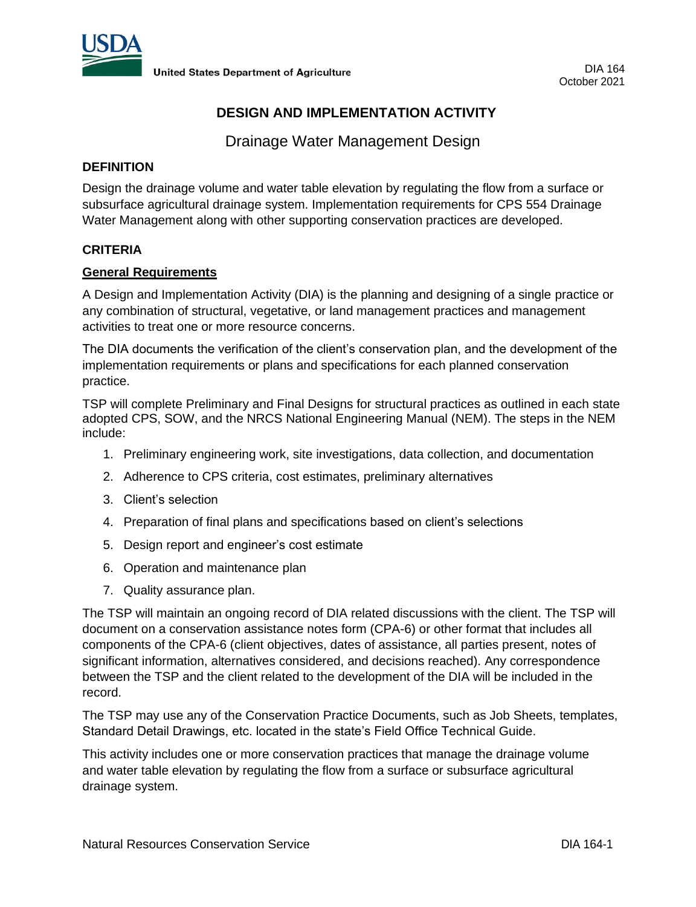United States Department of Agriculture

DIA 164
October 2021

# DESIGN AND IMPLEMENTATION ACTIVITY

## Drainage Water Management Design

### DEFINITION

Design the drainage volume and water table elevation by regulating the flow from a surface or subsurface agricultural drainage system. Implementation requirements for CPS 554 Drainage Water Management along with other supporting conservation practices are developed.

### CRITERIA

**General Requirements**

A Design and Implementation Activity (DIA) is the planning and designing of a single practice or any combination of structural, vegetative, or land management practices and management activities to treat one or more resource concerns.

The DIA documents the verification of the client's conservation plan, and the development of the implementation requirements or plans and specifications for each planned conservation practice.

TSP will complete Preliminary and Final Designs for structural practices as outlined in each state adopted CPS, SOW, and the NRCS National Engineering Manual (NEM). The steps in the NEM include:

1. Preliminary engineering work, site investigations, data collection, and documentation
2. Adherence to CPS criteria, cost estimates, preliminary alternatives
3. Client's selection
4. Preparation of final plans and specifications based on client's selections
5. Design report and engineer's cost estimate
6. Operation and maintenance plan
7. Quality assurance plan.

The TSP will maintain an ongoing record of DIA related discussions with the client. The TSP will document on a conservation assistance notes form (CPA-6) or other format that includes all components of the CPA-6 (client objectives, dates of assistance, all parties present, notes of significant information, alternatives considered, and decisions reached). Any correspondence between the TSP and the client related to the development of the DIA will be included in the record.

The TSP may use any of the Conservation Practice Documents, such as Job Sheets, templates, Standard Detail Drawings, etc. located in the state's Field Office Technical Guide.

This activity includes one or more conservation practices that manage the drainage volume and water table elevation by regulating the flow from a surface or subsurface agricultural drainage system.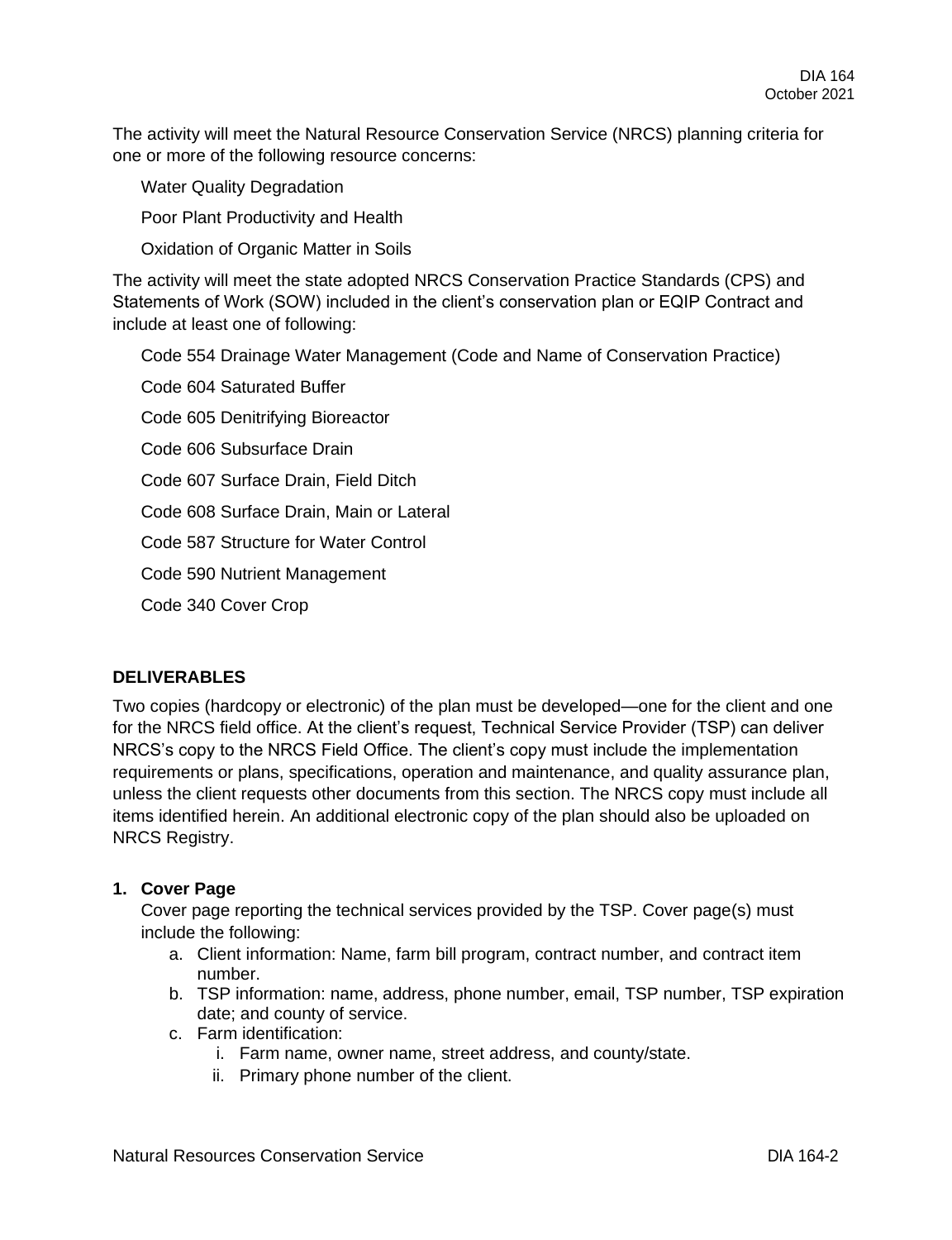The activity will meet the Natural Resource Conservation Service (NRCS) planning criteria for one or more of the following resource concerns:

Water Quality Degradation

Poor Plant Productivity and Health

Oxidation of Organic Matter in Soils

The activity will meet the state adopted NRCS Conservation Practice Standards (CPS) and Statements of Work (SOW) included in the client's conservation plan or EQIP Contract and include at least one of following:

Code 554 Drainage Water Management (Code and Name of Conservation Practice)

Code 604 Saturated Buffer

Code 605 Denitrifying Bioreactor

Code 606 Subsurface Drain

Code 607 Surface Drain, Field Ditch

Code 608 Surface Drain, Main or Lateral

Code 587 Structure for Water Control

Code 590 Nutrient Management

Code 340 Cover Crop

## DELIVERABLES

Two copies (hardcopy or electronic) of the plan must be developed—one for the client and one for the NRCS field office. At the client's request, Technical Service Provider (TSP) can deliver NRCS's copy to the NRCS Field Office. The client's copy must include the implementation requirements or plans, specifications, operation and maintenance, and quality assurance plan, unless the client requests other documents from this section. The NRCS copy must include all items identified herein. An additional electronic copy of the plan should also be uploaded on NRCS Registry.

### 1. Cover Page

Cover page reporting the technical services provided by the TSP. Cover page(s) must include the following:

a. Client information: Name, farm bill program, contract number, and contract item number.
b. TSP information: name, address, phone number, email, TSP number, TSP expiration date; and county of service.
c. Farm identification:
    i. Farm name, owner name, street address, and county/state.
    ii. Primary phone number of the client.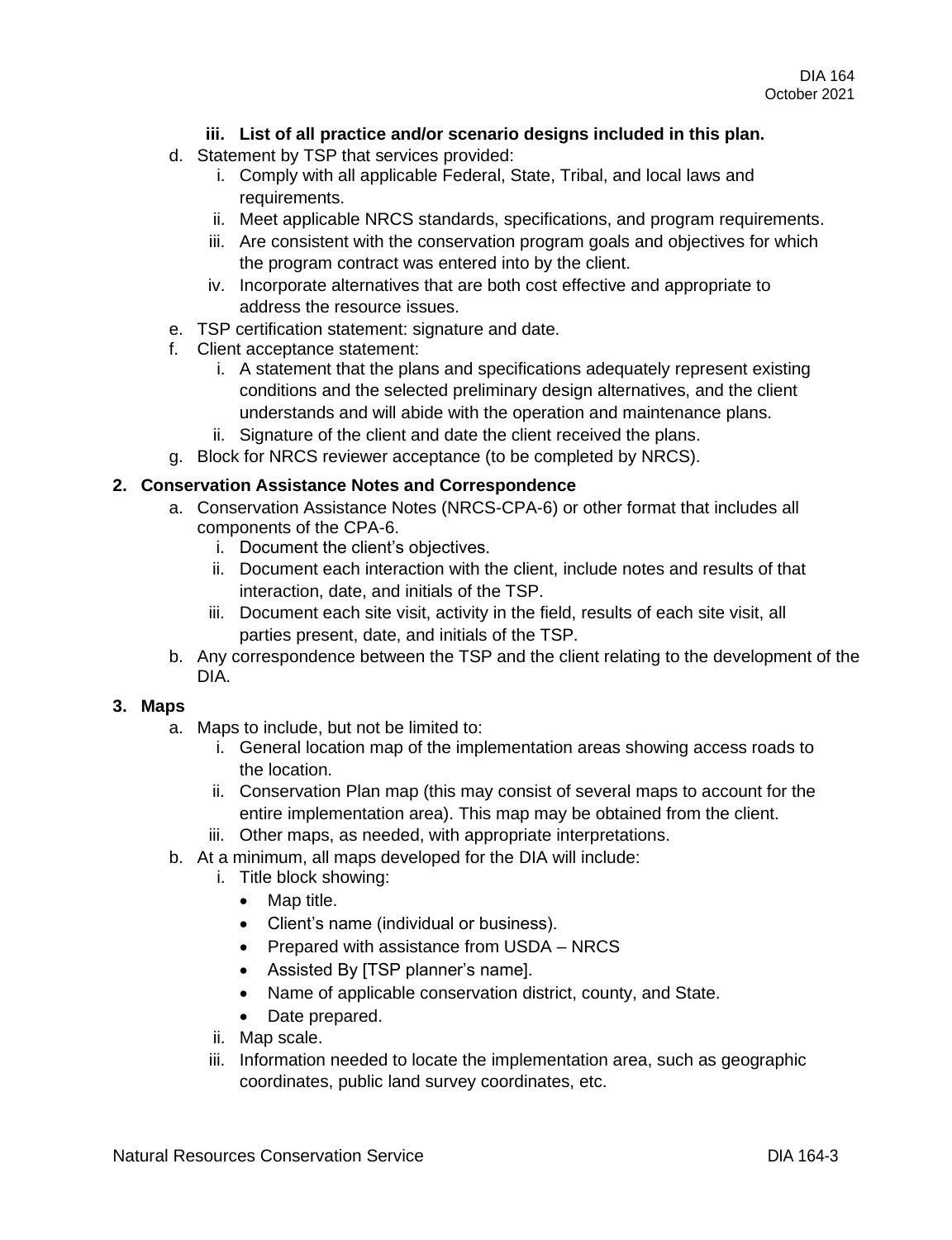**iii. List of all practice and/or scenario designs included in this plan.**

d. Statement by TSP that services provided:
   i. Comply with all applicable Federal, State, Tribal, and local laws and requirements.
   ii. Meet applicable NRCS standards, specifications, and program requirements.
   iii. Are consistent with the conservation program goals and objectives for which the program contract was entered into by the client.
   iv. Incorporate alternatives that are both cost effective and appropriate to address the resource issues.

e. TSP certification statement: signature and date.

f. Client acceptance statement:
   i. A statement that the plans and specifications adequately represent existing conditions and the selected preliminary design alternatives, and the client understands and will abide with the operation and maintenance plans.
   ii. Signature of the client and date the client received the plans.

g. Block for NRCS reviewer acceptance (to be completed by NRCS).

**2. Conservation Assistance Notes and Correspondence**

a. Conservation Assistance Notes (NRCS-CPA-6) or other format that includes all components of the CPA-6.
   i. Document the client's objectives.
   ii. Document each interaction with the client, include notes and results of that interaction, date, and initials of the TSP.
   iii. Document each site visit, activity in the field, results of each site visit, all parties present, date, and initials of the TSP.

b. Any correspondence between the TSP and the client relating to the development of the DIA.

**3. Maps**

a. Maps to include, but not be limited to:
   i. General location map of the implementation areas showing access roads to the location.
   ii. Conservation Plan map (this may consist of several maps to account for the entire implementation area). This map may be obtained from the client.
   iii. Other maps, as needed, with appropriate interpretations.

b. At a minimum, all maps developed for the DIA will include:
   i. Title block showing:
      - Map title.
      - Client's name (individual or business).
      - Prepared with assistance from USDA – NRCS
      - Assisted By [TSP planner's name].
      - Name of applicable conservation district, county, and State.
      - Date prepared.
   ii. Map scale.
   iii. Information needed to locate the implementation area, such as geographic coordinates, public land survey coordinates, etc.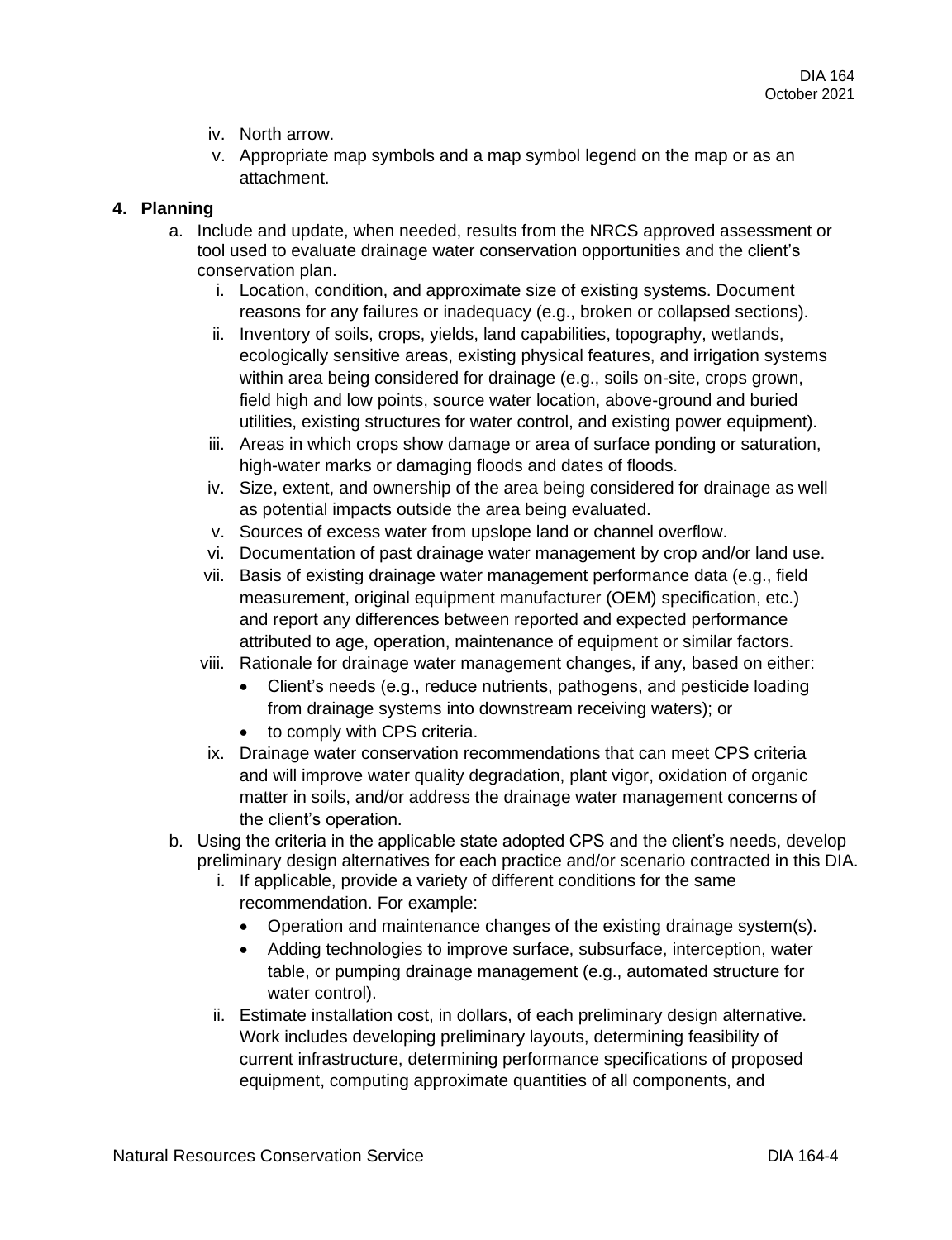iv. North arrow.

v. Appropriate map symbols and a map symbol legend on the map or as an attachment.

## 4. Planning

a. Include and update, when needed, results from the NRCS approved assessment or tool used to evaluate drainage water conservation opportunities and the client's conservation plan.

   i. Location, condition, and approximate size of existing systems. Document reasons for any failures or inadequacy (e.g., broken or collapsed sections).

   ii. Inventory of soils, crops, yields, land capabilities, topography, wetlands, ecologically sensitive areas, existing physical features, and irrigation systems within area being considered for drainage (e.g., soils on-site, crops grown, field high and low points, source water location, above-ground and buried utilities, existing structures for water control, and existing power equipment).

   iii. Areas in which crops show damage or area of surface ponding or saturation, high-water marks or damaging floods and dates of floods.

   iv. Size, extent, and ownership of the area being considered for drainage as well as potential impacts outside the area being evaluated.

   v. Sources of excess water from upslope land or channel overflow.

   vi. Documentation of past drainage water management by crop and/or land use.

   vii. Basis of existing drainage water management performance data (e.g., field measurement, original equipment manufacturer (OEM) specification, etc.) and report any differences between reported and expected performance attributed to age, operation, maintenance of equipment or similar factors.

   viii. Rationale for drainage water management changes, if any, based on either:

   - Client's needs (e.g., reduce nutrients, pathogens, and pesticide loading from drainage systems into downstream receiving waters); or
   - to comply with CPS criteria.

   ix. Drainage water conservation recommendations that can meet CPS criteria and will improve water quality degradation, plant vigor, oxidation of organic matter in soils, and/or address the drainage water management concerns of the client's operation.

b. Using the criteria in the applicable state adopted CPS and the client's needs, develop preliminary design alternatives for each practice and/or scenario contracted in this DIA.

   i. If applicable, provide a variety of different conditions for the same recommendation. For example:

   - Operation and maintenance changes of the existing drainage system(s).
   - Adding technologies to improve surface, subsurface, interception, water table, or pumping drainage management (e.g., automated structure for water control).

   ii. Estimate installation cost, in dollars, of each preliminary design alternative. Work includes developing preliminary layouts, determining feasibility of current infrastructure, determining performance specifications of proposed equipment, computing approximate quantities of all components, and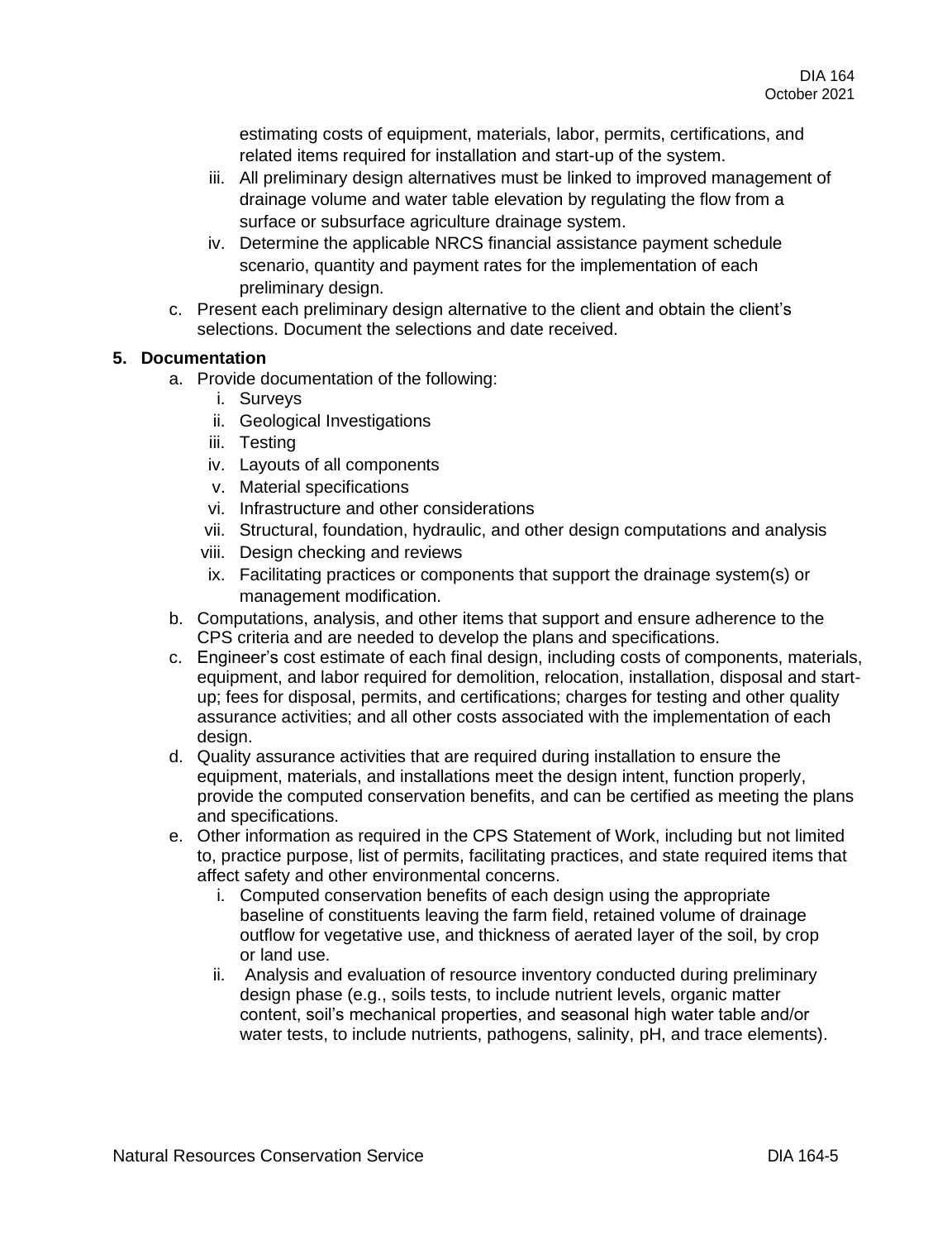estimating costs of equipment, materials, labor, permits, certifications, and related items required for installation and start-up of the system.

   iii. All preliminary design alternatives must be linked to improved management of drainage volume and water table elevation by regulating the flow from a surface or subsurface agriculture drainage system.
   iv. Determine the applicable NRCS financial assistance payment schedule scenario, quantity and payment rates for the implementation of each preliminary design.

c. Present each preliminary design alternative to the client and obtain the client's selections. Document the selections and date received.

**5. Documentation**

a. Provide documentation of the following:
   i. Surveys
   ii. Geological Investigations
   iii. Testing
   iv. Layouts of all components
   v. Material specifications
   vi. Infrastructure and other considerations
   vii. Structural, foundation, hydraulic, and other design computations and analysis
   viii. Design checking and reviews
   ix. Facilitating practices or components that support the drainage system(s) or management modification.

b. Computations, analysis, and other items that support and ensure adherence to the CPS criteria and are needed to develop the plans and specifications.

c. Engineer's cost estimate of each final design, including costs of components, materials, equipment, and labor required for demolition, relocation, installation, disposal and start-up; fees for disposal, permits, and certifications; charges for testing and other quality assurance activities; and all other costs associated with the implementation of each design.

d. Quality assurance activities that are required during installation to ensure the equipment, materials, and installations meet the design intent, function properly, provide the computed conservation benefits, and can be certified as meeting the plans and specifications.

e. Other information as required in the CPS Statement of Work, including but not limited to, practice purpose, list of permits, facilitating practices, and state required items that affect safety and other environmental concerns.
   i. Computed conservation benefits of each design using the appropriate baseline of constituents leaving the farm field, retained volume of drainage outflow for vegetative use, and thickness of aerated layer of the soil, by crop or land use.
   ii. Analysis and evaluation of resource inventory conducted during preliminary design phase (e.g., soils tests, to include nutrient levels, organic matter content, soil's mechanical properties, and seasonal high water table and/or water tests, to include nutrients, pathogens, salinity, pH, and trace elements).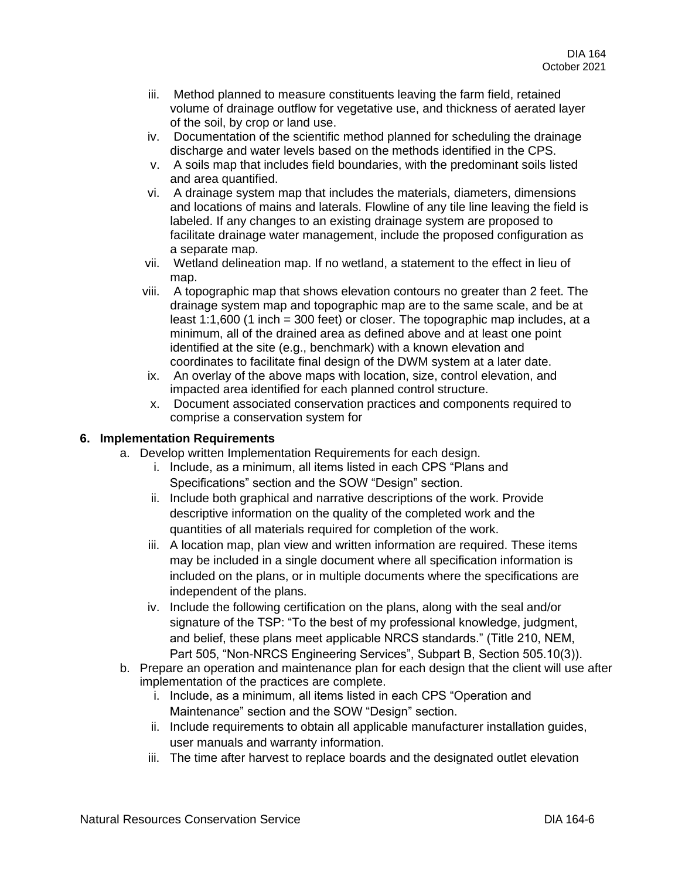iii. Method planned to measure constituents leaving the farm field, retained volume of drainage outflow for vegetative use, and thickness of aerated layer of the soil, by crop or land use.
iv. Documentation of the scientific method planned for scheduling the drainage discharge and water levels based on the methods identified in the CPS.
v. A soils map that includes field boundaries, with the predominant soils listed and area quantified.
vi. A drainage system map that includes the materials, diameters, dimensions and locations of mains and laterals. Flowline of any tile line leaving the field is labeled. If any changes to an existing drainage system are proposed to facilitate drainage water management, include the proposed configuration as a separate map.
vii. Wetland delineation map. If no wetland, a statement to the effect in lieu of map.
viii. A topographic map that shows elevation contours no greater than 2 feet. The drainage system map and topographic map are to the same scale, and be at least 1:1,600 (1 inch = 300 feet) or closer. The topographic map includes, at a minimum, all of the drained area as defined above and at least one point identified at the site (e.g., benchmark) with a known elevation and coordinates to facilitate final design of the DWM system at a later date.
ix. An overlay of the above maps with location, size, control elevation, and impacted area identified for each planned control structure.
x. Document associated conservation practices and components required to comprise a conservation system for

## 6. Implementation Requirements

a. Develop written Implementation Requirements for each design.
   i. Include, as a minimum, all items listed in each CPS “Plans and Specifications” section and the SOW “Design” section.
   ii. Include both graphical and narrative descriptions of the work. Provide descriptive information on the quality of the completed work and the quantities of all materials required for completion of the work.
   iii. A location map, plan view and written information are required. These items may be included in a single document where all specification information is included on the plans, or in multiple documents where the specifications are independent of the plans.
   iv. Include the following certification on the plans, along with the seal and/or signature of the TSP: “To the best of my professional knowledge, judgment, and belief, these plans meet applicable NRCS standards.” (Title 210, NEM, Part 505, “Non-NRCS Engineering Services”, Subpart B, Section 505.10(3)).

b. Prepare an operation and maintenance plan for each design that the client will use after implementation of the practices are complete.
   i. Include, as a minimum, all items listed in each CPS “Operation and Maintenance” section and the SOW “Design” section.
   ii. Include requirements to obtain all applicable manufacturer installation guides, user manuals and warranty information.
   iii. The time after harvest to replace boards and the designated outlet elevation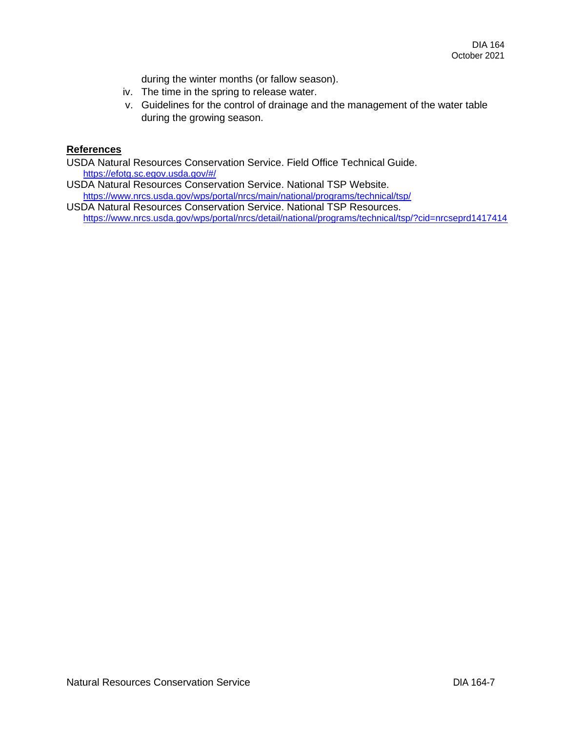during the winter months (or fallow season).

iv. The time in the spring to release water.

v. Guidelines for the control of drainage and the management of the water table during the growing season.

**References**

USDA Natural Resources Conservation Service. Field Office Technical Guide. https://efotg.sc.egov.usda.gov/#/

USDA Natural Resources Conservation Service. National TSP Website. https://www.nrcs.usda.gov/wps/portal/nrcs/main/national/programs/technical/tsp/

USDA Natural Resources Conservation Service. National TSP Resources. https://www.nrcs.usda.gov/wps/portal/nrcs/detail/national/programs/technical/tsp/?cid=nrcseprd1417414